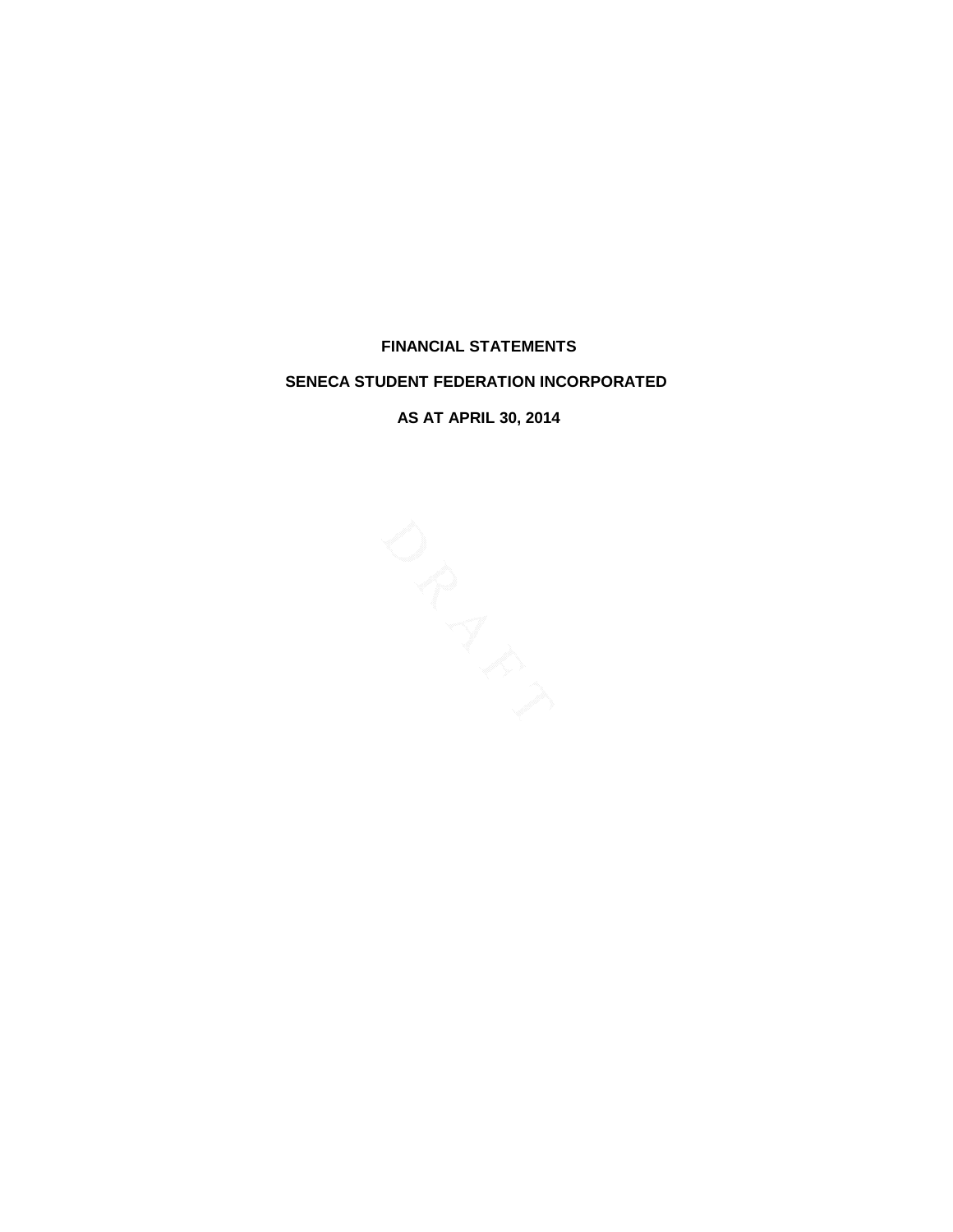# FINANCIAL STATEMENTS

## SENECA STUDENT FEDERATION INCORPORATED

## AS AT APRIL 30, 2014

DRAFT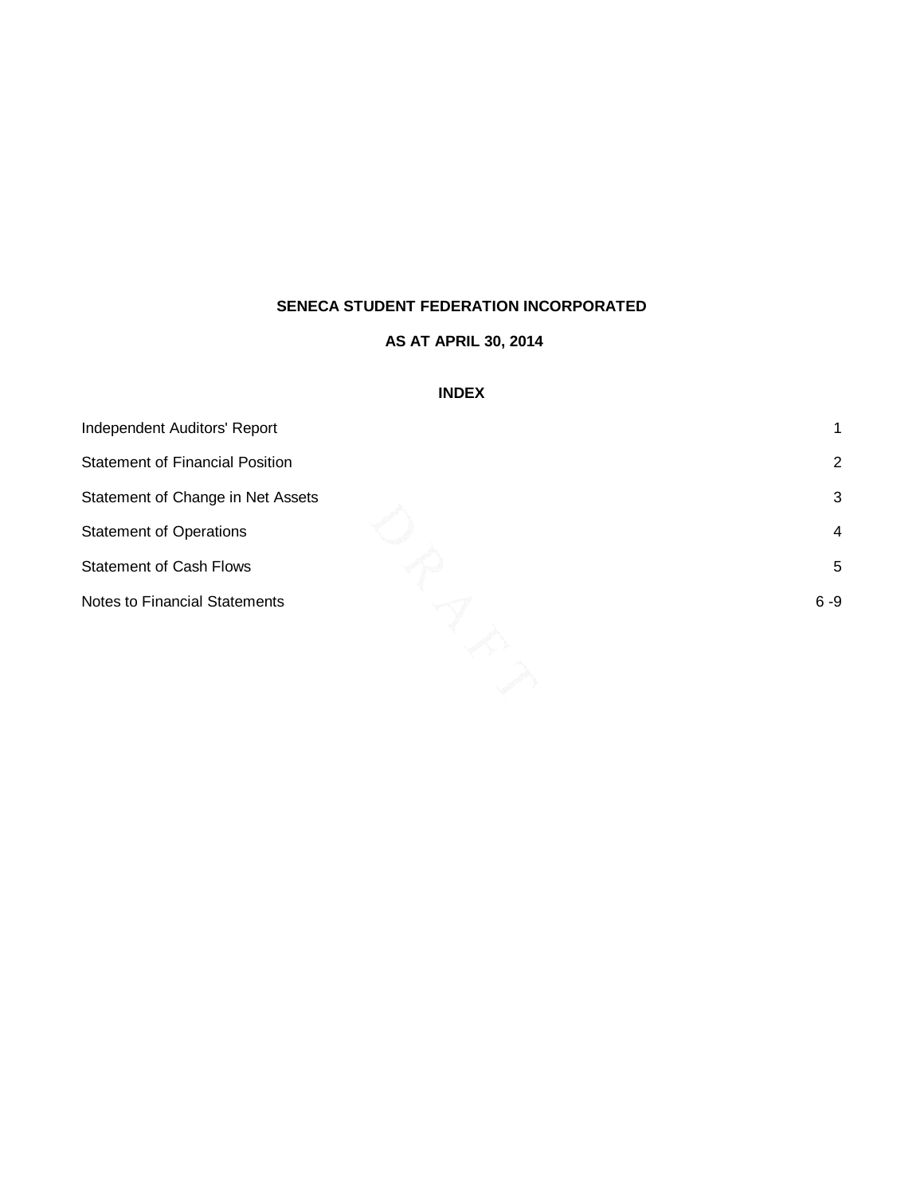**SENECA STUDENT FEDERATION INCORPORATED**

**AS AT APRIL 30, 2014**

**INDEX**

| | |
|---|---|
| Independent Auditors' Report | 1 |
| Statement of Financial Position | 2 |
| Statement of Change in Net Assets | 3 |
| Statement of Operations | 4 |
| Statement of Cash Flows | 5 |
| Notes to Financial Statements | 6 -9 |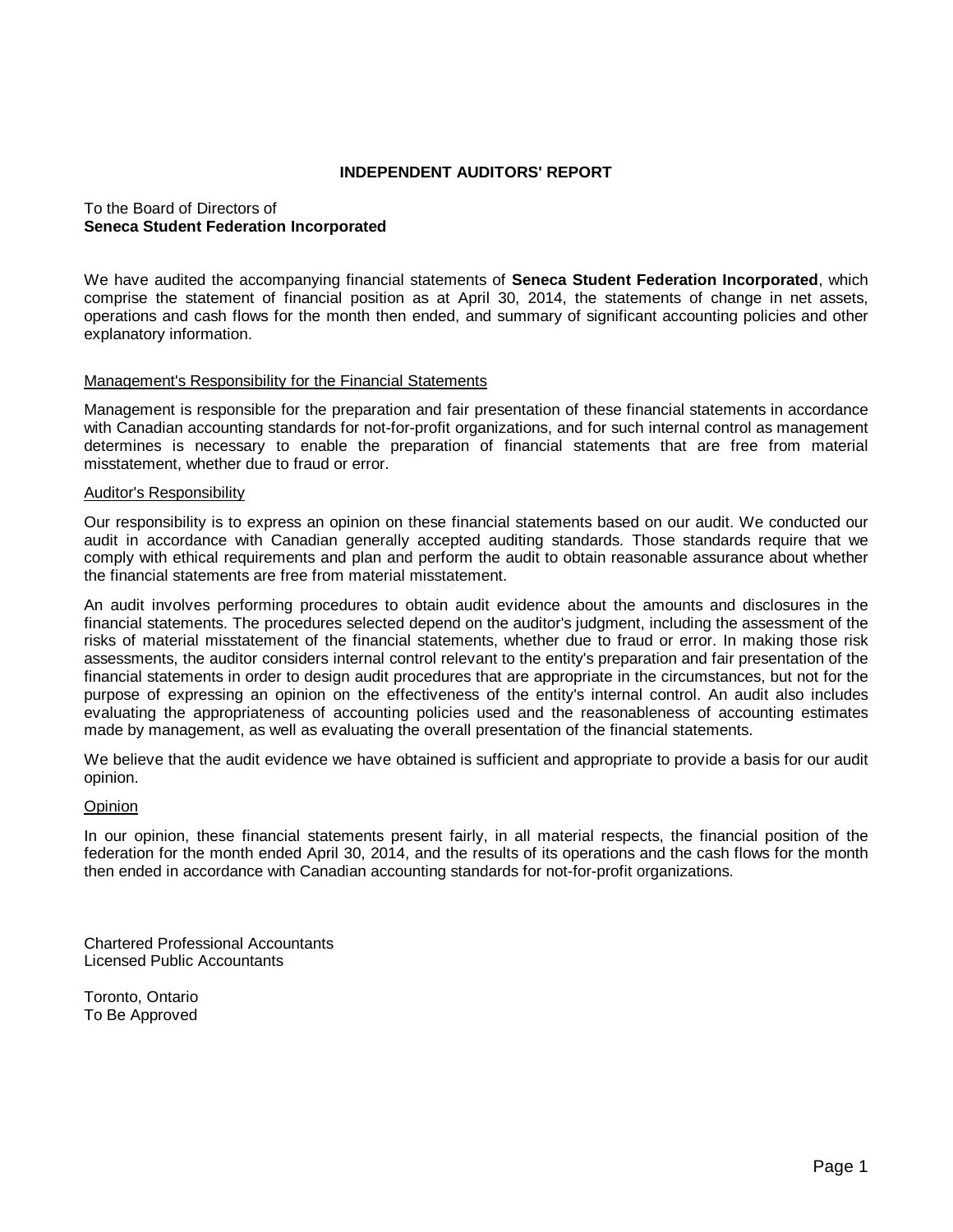## INDEPENDENT AUDITORS' REPORT

To the Board of Directors of
**Seneca Student Federation Incorporated**

We have audited the accompanying financial statements of **Seneca Student Federation Incorporated**, which comprise the statement of financial position as at April 30, 2014, the statements of change in net assets, operations and cash flows for the month then ended, and summary of significant accounting policies and other explanatory information.

### Management's Responsibility for the Financial Statements

Management is responsible for the preparation and fair presentation of these financial statements in accordance with Canadian accounting standards for not-for-profit organizations, and for such internal control as management determines is necessary to enable the preparation of financial statements that are free from material misstatement, whether due to fraud or error.

### Auditor's Responsibility

Our responsibility is to express an opinion on these financial statements based on our audit. We conducted our audit in accordance with Canadian generally accepted auditing standards. Those standards require that we comply with ethical requirements and plan and perform the audit to obtain reasonable assurance about whether the financial statements are free from material misstatement.

An audit involves performing procedures to obtain audit evidence about the amounts and disclosures in the financial statements. The procedures selected depend on the auditor's judgment, including the assessment of the risks of material misstatement of the financial statements, whether due to fraud or error. In making those risk assessments, the auditor considers internal control relevant to the entity's preparation and fair presentation of the financial statements in order to design audit procedures that are appropriate in the circumstances, but not for the purpose of expressing an opinion on the effectiveness of the entity's internal control. An audit also includes evaluating the appropriateness of accounting policies used and the reasonableness of accounting estimates made by management, as well as evaluating the overall presentation of the financial statements.

We believe that the audit evidence we have obtained is sufficient and appropriate to provide a basis for our audit opinion.

### Opinion

In our opinion, these financial statements present fairly, in all material respects, the financial position of the federation for the month ended April 30, 2014, and the results of its operations and the cash flows for the month then ended in accordance with Canadian accounting standards for not-for-profit organizations.

Chartered Professional Accountants
Licensed Public Accountants

Toronto, Ontario
To Be Approved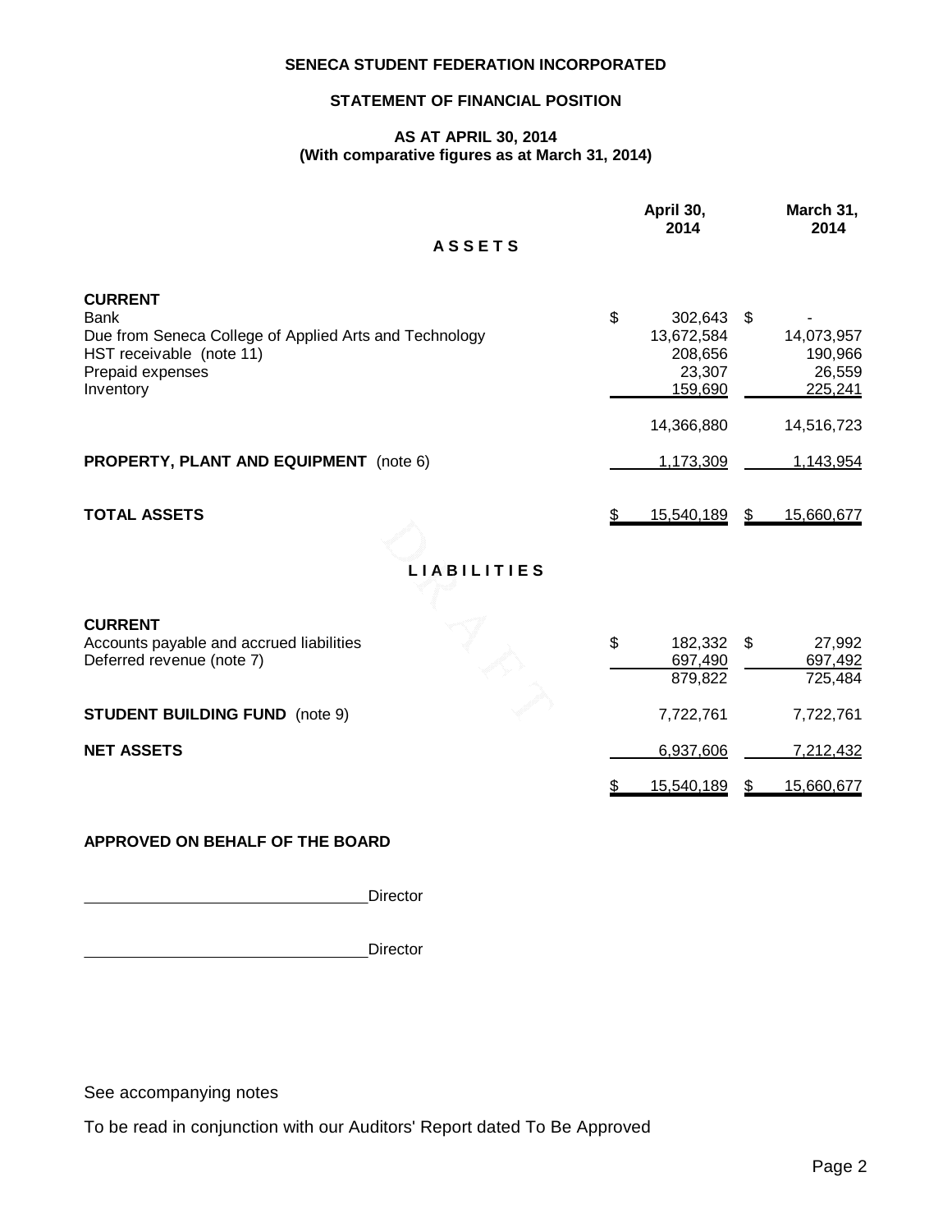**SENECA STUDENT FEDERATION INCORPORATED**

**STATEMENT OF FINANCIAL POSITION**

**AS AT APRIL 30, 2014**
**(With comparative figures as at March 31, 2014)**

| | April 30, 2014 | March 31, 2014 |
|---|---|---|
| **ASSETS** | | |
| **CURRENT** | | |
| Bank | $ 302,643 | $ - |
| Due from Seneca College of Applied Arts and Technology | 13,672,584 | 14,073,957 |
| HST receivable (note 11) | 208,656 | 190,966 |
| Prepaid expenses | 23,307 | 26,559 |
| Inventory | 159,690 | 225,241 |
| | 14,366,880 | 14,516,723 |
| **PROPERTY, PLANT AND EQUIPMENT** (note 6) | 1,173,309 | 1,143,954 |
| **TOTAL ASSETS** | $ 15,540,189 | $ 15,660,677 |
| **LIABILITIES** | | |
| **CURRENT** | | |
| Accounts payable and accrued liabilities | $ 182,332 | $ 27,992 |
| Deferred revenue (note 7) | 697,490 | 697,492 |
| | 879,822 | 725,484 |
| **STUDENT BUILDING FUND** (note 9) | 7,722,761 | 7,722,761 |
| **NET ASSETS** | 6,937,606 | 7,212,432 |
| | $ 15,540,189 | $ 15,660,677 |

**APPROVED ON BEHALF OF THE BOARD**

\_\_\_\_\_\_\_\_\_\_\_\_\_\_\_\_\_\_\_\_\_\_\_\_\_\_\_\_\_\_ Director

\_\_\_\_\_\_\_\_\_\_\_\_\_\_\_\_\_\_\_\_\_\_\_\_\_\_\_\_\_\_ Director

See accompanying notes

To be read in conjunction with our Auditors' Report dated To Be Approved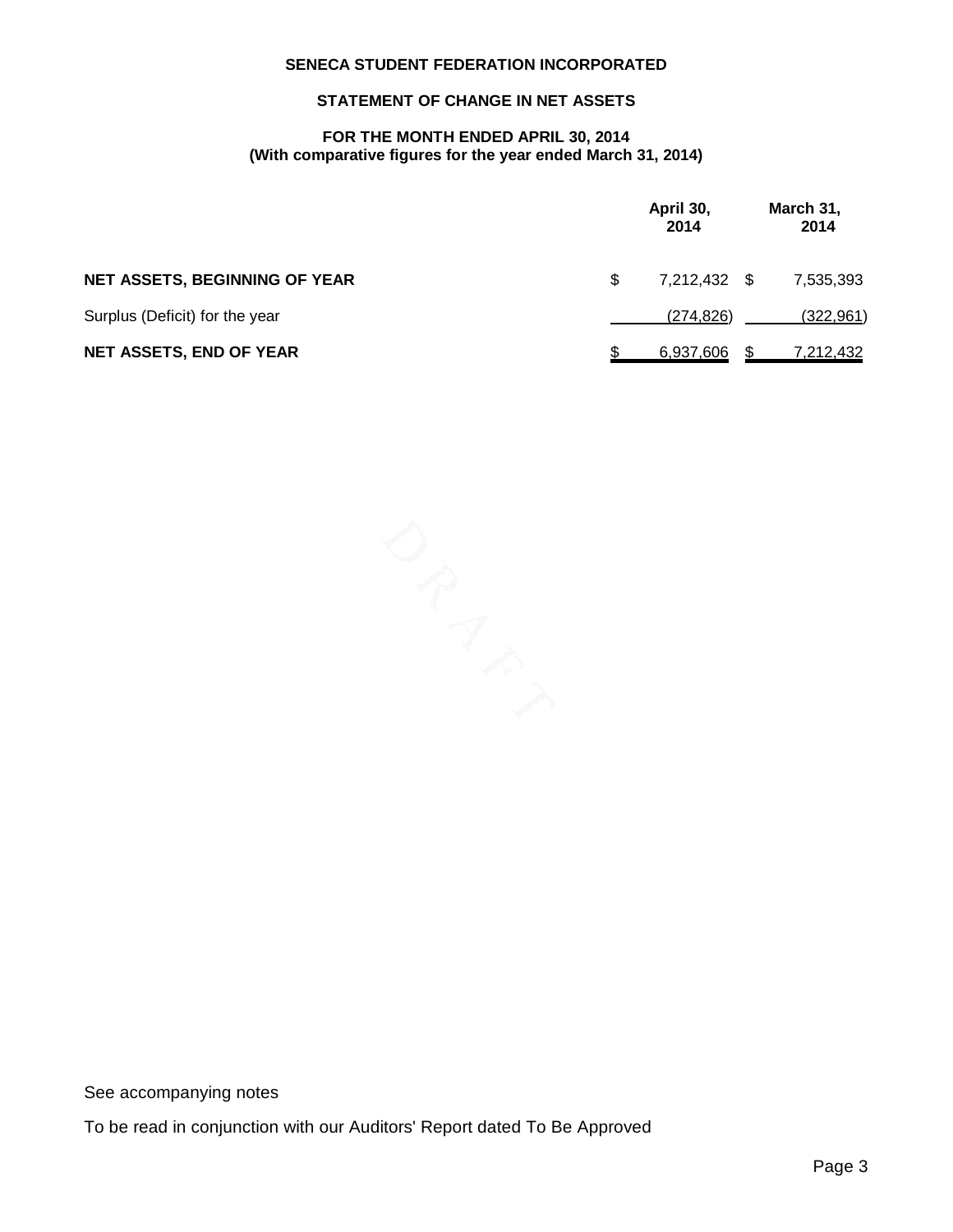**SENECA STUDENT FEDERATION INCORPORATED**

**STATEMENT OF CHANGE IN NET ASSETS**

**FOR THE MONTH ENDED APRIL 30, 2014**
**(With comparative figures for the year ended March 31, 2014)**

| | April 30, 2014 | March 31, 2014 |
|---|---|---|
| **NET ASSETS, BEGINNING OF YEAR** | $ 7,212,432 | $ 7,535,393 |
| Surplus (Deficit) for the year | (274,826) | (322,961) |
| **NET ASSETS, END OF YEAR** | $ 6,937,606 | $ 7,212,432 |

See accompanying notes

To be read in conjunction with our Auditors' Report dated To Be Approved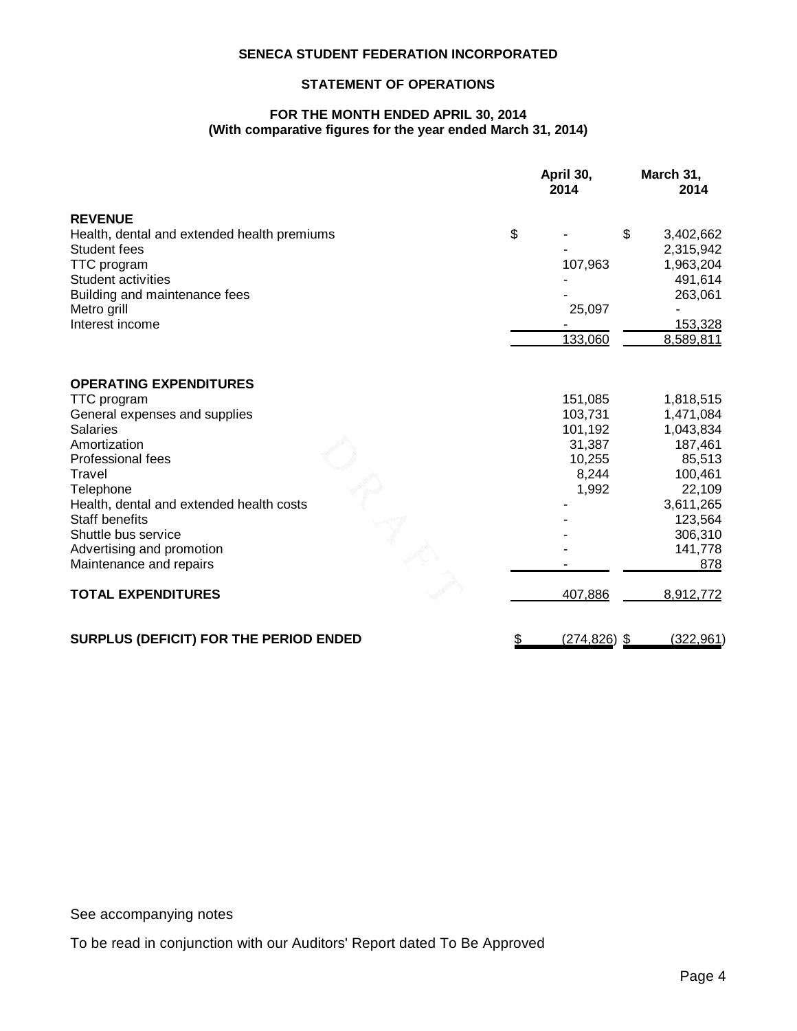**SENECA STUDENT FEDERATION INCORPORATED**

**STATEMENT OF OPERATIONS**

**FOR THE MONTH ENDED APRIL 30, 2014**
**(With comparative figures for the year ended March 31, 2014)**

| | April 30, 2014 | March 31, 2014 |
|---|---|---|
| **REVENUE** | | |
| Health, dental and extended health premiums | $ - | $ 3,402,662 |
| Student fees | - | 2,315,942 |
| TTC program | 107,963 | 1,963,204 |
| Student activities | - | 491,614 |
| Building and maintenance fees | - | 263,061 |
| Metro grill | 25,097 | - |
| Interest income | - | 153,328 |
| | 133,060 | 8,589,811 |
| **OPERATING EXPENDITURES** | | |
| TTC program | 151,085 | 1,818,515 |
| General expenses and supplies | 103,731 | 1,471,084 |
| Salaries | 101,192 | 1,043,834 |
| Amortization | 31,387 | 187,461 |
| Professional fees | 10,255 | 85,513 |
| Travel | 8,244 | 100,461 |
| Telephone | 1,992 | 22,109 |
| Health, dental and extended health costs | - | 3,611,265 |
| Staff benefits | - | 123,564 |
| Shuttle bus service | - | 306,310 |
| Advertising and promotion | - | 141,778 |
| Maintenance and repairs | - | 878 |
| **TOTAL EXPENDITURES** | 407,886 | 8,912,772 |
| **SURPLUS (DEFICIT) FOR THE PERIOD ENDED** | $ (274,826) | $ (322,961) |

See accompanying notes

To be read in conjunction with our Auditors' Report dated To Be Approved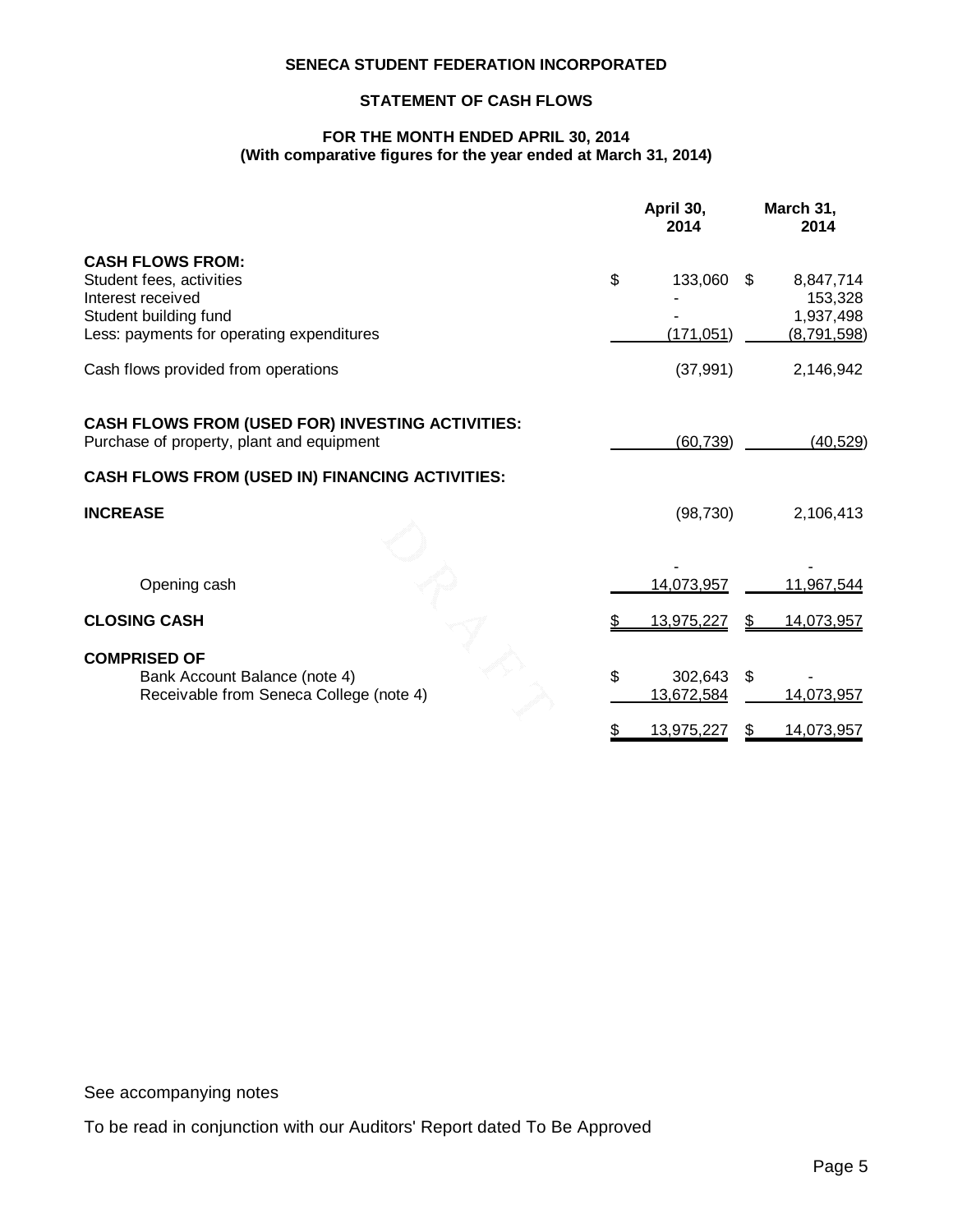**SENECA STUDENT FEDERATION INCORPORATED**

**STATEMENT OF CASH FLOWS**

**FOR THE MONTH ENDED APRIL 30, 2014**
**(With comparative figures for the year ended at March 31, 2014)**

| | April 30, 2014 | March 31, 2014 |
|---|---|---|
| **CASH FLOWS FROM:** | | |
| Student fees, activities | $ 133,060 | $ 8,847,714 |
| Interest received | - | 153,328 |
| Student building fund | - | 1,937,498 |
| Less: payments for operating expenditures | (171,051) | (8,791,598) |
| Cash flows provided from operations | (37,991) | 2,146,942 |
| **CASH FLOWS FROM (USED FOR) INVESTING ACTIVITIES:** | | |
| Purchase of property, plant and equipment | (60,739) | (40,529) |
| **CASH FLOWS FROM (USED IN) FINANCING ACTIVITIES:** | | |
| **INCREASE** | (98,730) | 2,106,413 |
| | - | - |
| Opening cash | 14,073,957 | 11,967,544 |
| **CLOSING CASH** | $ 13,975,227 | $ 14,073,957 |
| **COMPRISED OF** | | |
| Bank Account Balance (note 4) | $ 302,643 | $ - |
| Receivable from Seneca College (note 4) | 13,672,584 | 14,073,957 |
| | $ 13,975,227 | $ 14,073,957 |

See accompanying notes

To be read in conjunction with our Auditors' Report dated To Be Approved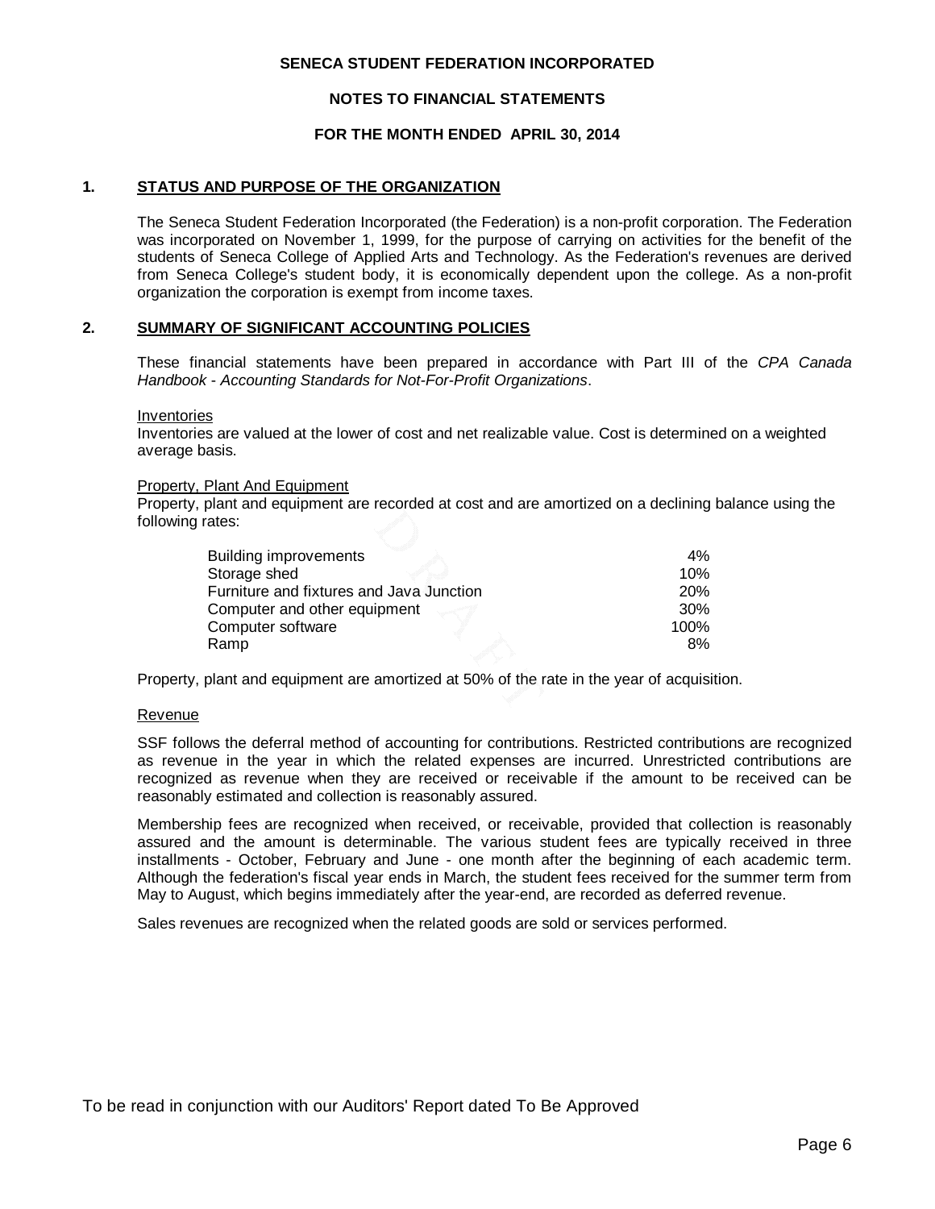**SENECA STUDENT FEDERATION INCORPORATED**

**NOTES TO FINANCIAL STATEMENTS**

**FOR THE MONTH ENDED APRIL 30, 2014**

## 1. STATUS AND PURPOSE OF THE ORGANIZATION

The Seneca Student Federation Incorporated (the Federation) is a non-profit corporation. The Federation was incorporated on November 1, 1999, for the purpose of carrying on activities for the benefit of the students of Seneca College of Applied Arts and Technology. As the Federation's revenues are derived from Seneca College's student body, it is economically dependent upon the college. As a non-profit organization the corporation is exempt from income taxes.

## 2. SUMMARY OF SIGNIFICANT ACCOUNTING POLICIES

These financial statements have been prepared in accordance with Part III of the *CPA Canada Handbook - Accounting Standards for Not-For-Profit Organizations*.

Inventories

Inventories are valued at the lower of cost and net realizable value. Cost is determined on a weighted average basis.

Property, Plant And Equipment

Property, plant and equipment are recorded at cost and are amortized on a declining balance using the following rates:

| | |
|---|---|
| Building improvements | 4% |
| Storage shed | 10% |
| Furniture and fixtures and Java Junction | 20% |
| Computer and other equipment | 30% |
| Computer software | 100% |
| Ramp | 8% |

Property, plant and equipment are amortized at 50% of the rate in the year of acquisition.

Revenue

SSF follows the deferral method of accounting for contributions. Restricted contributions are recognized as revenue in the year in which the related expenses are incurred. Unrestricted contributions are recognized as revenue when they are received or receivable if the amount to be received can be reasonably estimated and collection is reasonably assured.

Membership fees are recognized when received, or receivable, provided that collection is reasonably assured and the amount is determinable. The various student fees are typically received in three installments - October, February and June - one month after the beginning of each academic term. Although the federation's fiscal year ends in March, the student fees received for the summer term from May to August, which begins immediately after the year-end, are recorded as deferred revenue.

Sales revenues are recognized when the related goods are sold or services performed.

To be read in conjunction with our Auditors' Report dated To Be Approved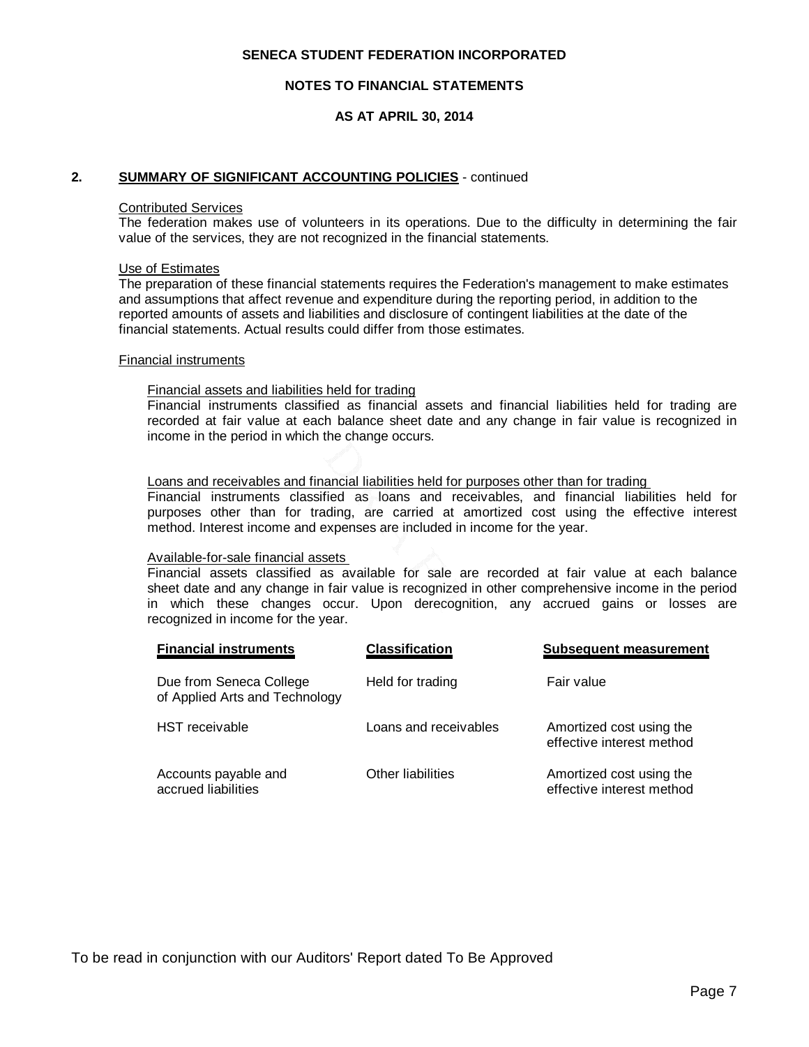## 2. SUMMARY OF SIGNIFICANT ACCOUNTING POLICIES - continued

Contributed Services

The federation makes use of volunteers in its operations. Due to the difficulty in determining the fair value of the services, they are not recognized in the financial statements.

Use of Estimates

The preparation of these financial statements requires the Federation's management to make estimates and assumptions that affect revenue and expenditure during the reporting period, in addition to the reported amounts of assets and liabilities and disclosure of contingent liabilities at the date of the financial statements. Actual results could differ from those estimates.

Financial instruments

Financial assets and liabilities held for trading

Financial instruments classified as financial assets and financial liabilities held for trading are recorded at fair value at each balance sheet date and any change in fair value is recognized in income in the period in which the change occurs.

Loans and receivables and financial liabilities held for purposes other than for trading

Financial instruments classified as loans and receivables, and financial liabilities held for purposes other than for trading, are carried at amortized cost using the effective interest method. Interest income and expenses are included in income for the year.

Available-for-sale financial assets

Financial assets classified as available for sale are recorded at fair value at each balance sheet date and any change in fair value is recognized in other comprehensive income in the period in which these changes occur. Upon derecognition, any accrued gains or losses are recognized in income for the year.

| **Financial instruments** | **Classification** | **Subsequent measurement** |
|---|---|---|
| Due from Seneca College of Applied Arts and Technology | Held for trading | Fair value |
| HST receivable | Loans and receivables | Amortized cost using the effective interest method |
| Accounts payable and accrued liabilities | Other liabilities | Amortized cost using the effective interest method |

To be read in conjunction with our Auditors' Report dated To Be Approved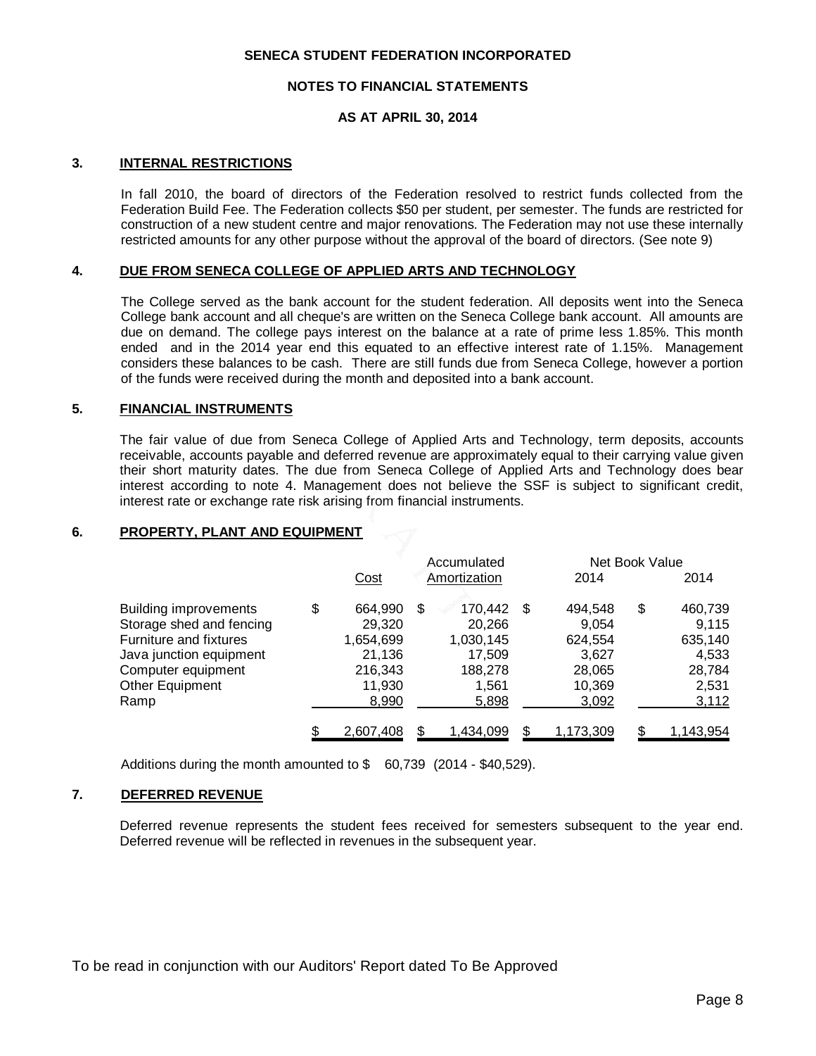**SENECA STUDENT FEDERATION INCORPORATED**

**NOTES TO FINANCIAL STATEMENTS**

**AS AT APRIL 30, 2014**

## 3. INTERNAL RESTRICTIONS

In fall 2010, the board of directors of the Federation resolved to restrict funds collected from the Federation Build Fee. The Federation collects $50 per student, per semester. The funds are restricted for construction of a new student centre and major renovations. The Federation may not use these internally restricted amounts for any other purpose without the approval of the board of directors. (See note 9)

## 4. DUE FROM SENECA COLLEGE OF APPLIED ARTS AND TECHNOLOGY

The College served as the bank account for the student federation. All deposits went into the Seneca College bank account and all cheque's are written on the Seneca College bank account. All amounts are due on demand. The college pays interest on the balance at a rate of prime less 1.85%. This month ended and in the 2014 year end this equated to an effective interest rate of 1.15%. Management considers these balances to be cash. There are still funds due from Seneca College, however a portion of the funds were received during the month and deposited into a bank account.

## 5. FINANCIAL INSTRUMENTS

The fair value of due from Seneca College of Applied Arts and Technology, term deposits, accounts receivable, accounts payable and deferred revenue are approximately equal to their carrying value given their short maturity dates. The due from Seneca College of Applied Arts and Technology does bear interest according to note 4. Management does not believe the SSF is subject to significant credit, interest rate or exchange rate risk arising from financial instruments.

## 6. PROPERTY, PLANT AND EQUIPMENT

| | Cost | Accumulated Amortization | Net Book Value 2014 | Net Book Value 2014 |
|---|---|---|---|---|
| Building improvements | $ 664,990 | $ 170,442 | $ 494,548 | $ 460,739 |
| Storage shed and fencing | 29,320 | 20,266 | 9,054 | 9,115 |
| Furniture and fixtures | 1,654,699 | 1,030,145 | 624,554 | 635,140 |
| Java junction equipment | 21,136 | 17,509 | 3,627 | 4,533 |
| Computer equipment | 216,343 | 188,278 | 28,065 | 28,784 |
| Other Equipment | 11,930 | 1,561 | 10,369 | 2,531 |
| Ramp | 8,990 | 5,898 | 3,092 | 3,112 |
| | $ 2,607,408 | $ 1,434,099 | $ 1,173,309 | $ 1,143,954 |

Additions during the month amounted to $ 60,739 (2014 - $40,529).

## 7. DEFERRED REVENUE

Deferred revenue represents the student fees received for semesters subsequent to the year end. Deferred revenue will be reflected in revenues in the subsequent year.

To be read in conjunction with our Auditors' Report dated To Be Approved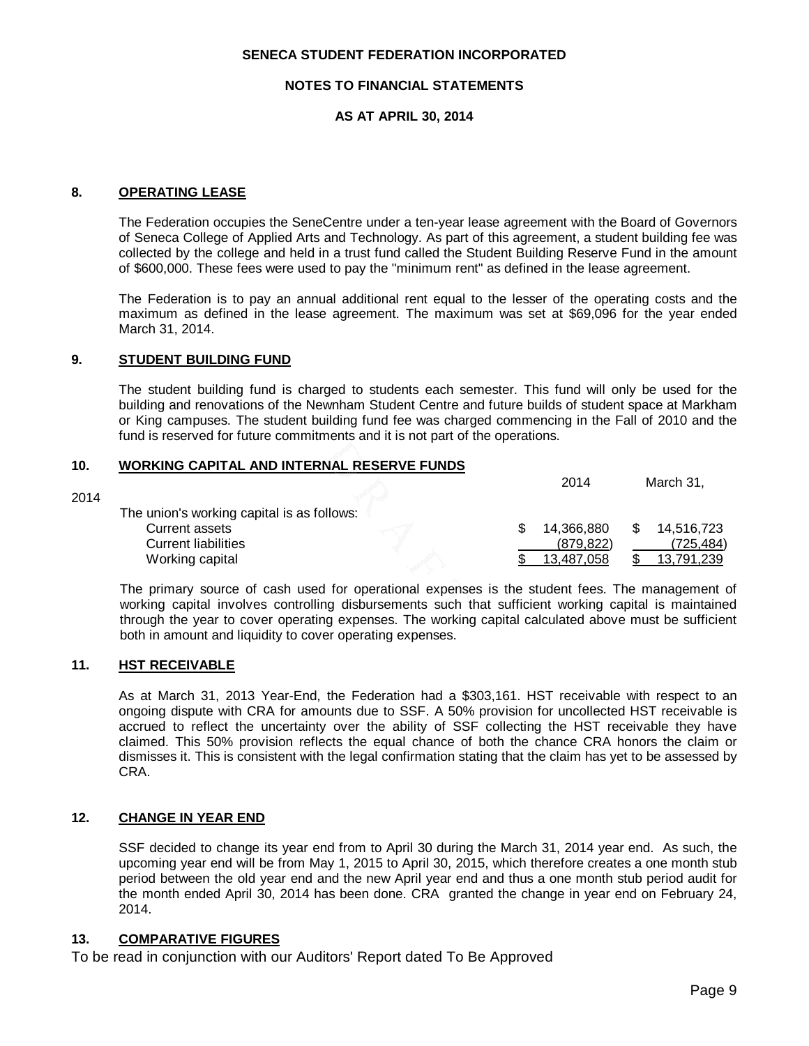## 8. OPERATING LEASE

The Federation occupies the SeneCentre under a ten-year lease agreement with the Board of Governors of Seneca College of Applied Arts and Technology. As part of this agreement, a student building fee was collected by the college and held in a trust fund called the Student Building Reserve Fund in the amount of $600,000. These fees were used to pay the "minimum rent" as defined in the lease agreement.

The Federation is to pay an annual additional rent equal to the lesser of the operating costs and the maximum as defined in the lease agreement. The maximum was set at $69,096 for the year ended March 31, 2014.

## 9. STUDENT BUILDING FUND

The student building fund is charged to students each semester. This fund will only be used for the building and renovations of the Newnham Student Centre and future builds of student space at Markham or King campuses. The student building fund fee was charged commencing in the Fall of 2010 and the fund is reserved for future commitments and it is not part of the operations.

## 10. WORKING CAPITAL AND INTERNAL RESERVE FUNDS

| | 2014 | March 31, 2014 |
|---|---|---|
| The union's working capital is as follows: | | |
| Current assets | $ 14,366,880 | $ 14,516,723 |
| Current liabilities | (879,822) | (725,484) |
| Working capital | $ 13,487,058 | $ 13,791,239 |

The primary source of cash used for operational expenses is the student fees. The management of working capital involves controlling disbursements such that sufficient working capital is maintained through the year to cover operating expenses. The working capital calculated above must be sufficient both in amount and liquidity to cover operating expenses.

## 11. HST RECEIVABLE

As at March 31, 2013 Year-End, the Federation had a $303,161. HST receivable with respect to an ongoing dispute with CRA for amounts due to SSF. A 50% provision for uncollected HST receivable is accrued to reflect the uncertainty over the ability of SSF collecting the HST receivable they have claimed. This 50% provision reflects the equal chance of both the chance CRA honors the claim or dismisses it. This is consistent with the legal confirmation stating that the claim has yet to be assessed by CRA.

## 12. CHANGE IN YEAR END

SSF decided to change its year end from to April 30 during the March 31, 2014 year end. As such, the upcoming year end will be from May 1, 2015 to April 30, 2015, which therefore creates a one month stub period between the old year end and the new April year end and thus a one month stub period audit for the month ended April 30, 2014 has been done. CRA granted the change in year end on February 24, 2014.

## 13. COMPARATIVE FIGURES

To be read in conjunction with our Auditors' Report dated To Be Approved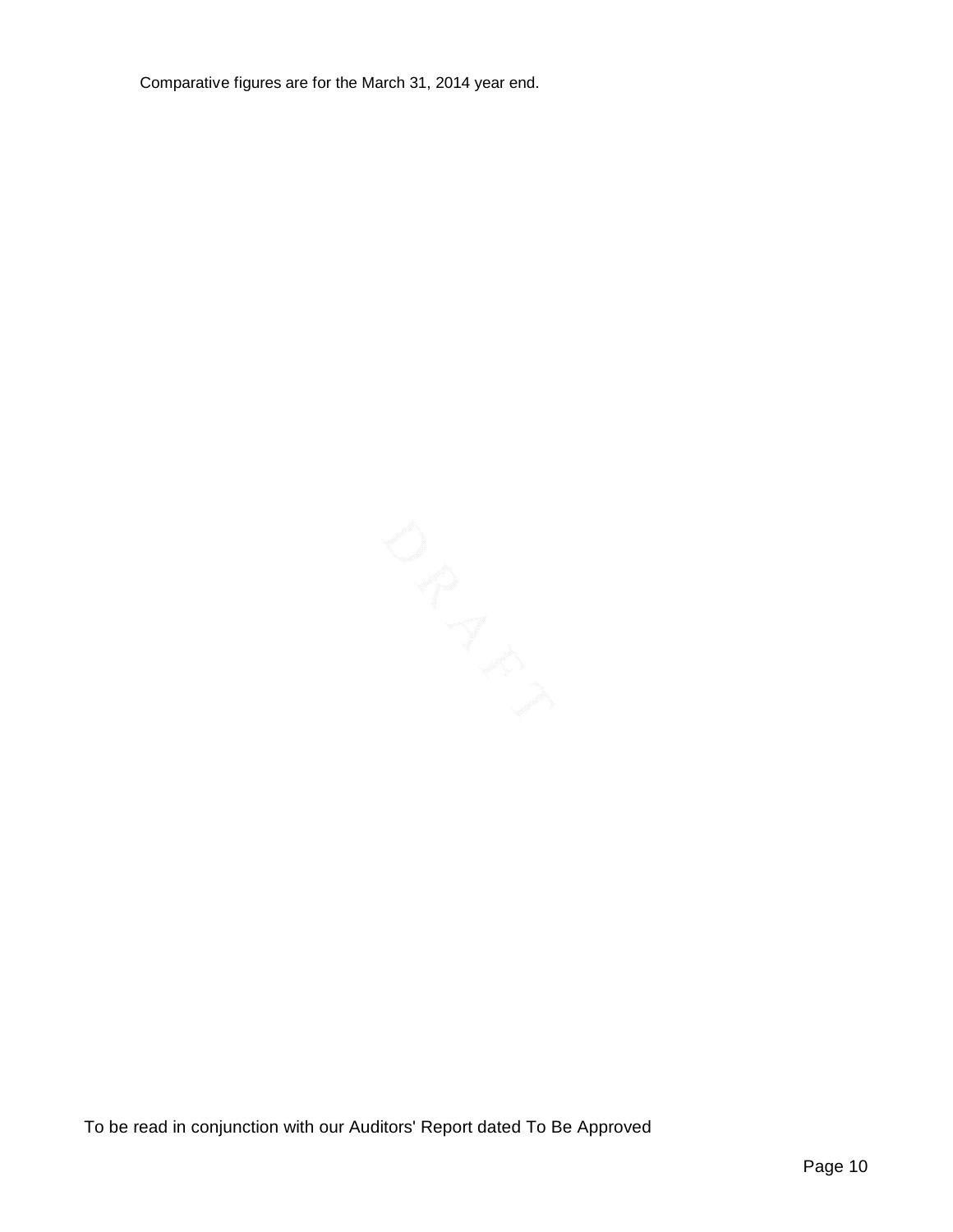Comparative figures are for the March 31, 2014 year end.

To be read in conjunction with our Auditors' Report dated To Be Approved